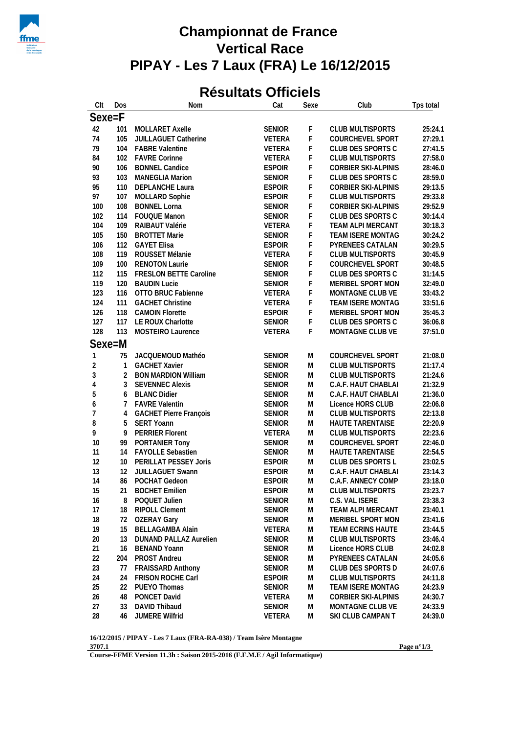# Championnat de France
# Vertical Race
# PIPAY - Les 7 Laux (FRA) Le 16/12/2015

## Résultats Officiels

| Clt | Dos | Nom | Cat | Sexe | Club | Tps total |
|---|---|---|---|---|---|---|
| **Sexe=F** | | | | | | |
| 42 | 101 | MOLLARET Axelle | SENIOR | F | CLUB MULTISPORTS | 25:24.1 |
| 74 | 105 | JUILLAGUET Catherine | VETERA | F | COURCHEVEL SPORT | 27:29.1 |
| 79 | 104 | FABRE Valentine | VETERA | F | CLUB DES SPORTS C | 27:41.5 |
| 84 | 102 | FAVRE Corinne | VETERA | F | CLUB MULTISPORTS | 27:58.0 |
| 90 | 106 | BONNEL Candice | ESPOIR | F | CORBIER SKI-ALPINIS | 28:46.0 |
| 93 | 103 | MANEGLIA Marion | SENIOR | F | CLUB DES SPORTS C | 28:59.0 |
| 95 | 110 | DEPLANCHE Laura | ESPOIR | F | CORBIER SKI-ALPINIS | 29:13.5 |
| 97 | 107 | MOLLARD Sophie | ESPOIR | F | CLUB MULTISPORTS | 29:33.8 |
| 100 | 108 | BONNEL Lorna | SENIOR | F | CORBIER SKI-ALPINIS | 29:52.9 |
| 102 | 114 | FOUQUE Manon | SENIOR | F | CLUB DES SPORTS C | 30:14.4 |
| 104 | 109 | RAIBAUT Valérie | VETERA | F | TEAM ALPI MERCANT | 30:18.3 |
| 105 | 150 | BROTTET Marie | SENIOR | F | TEAM ISERE MONTAG | 30:24.2 |
| 106 | 112 | GAYET Elisa | ESPOIR | F | PYRENEES CATALAN | 30:29.5 |
| 108 | 119 | ROUSSET Mélanie | VETERA | F | CLUB MULTISPORTS | 30:45.9 |
| 109 | 100 | RENOTON Laurie | SENIOR | F | COURCHEVEL SPORT | 30:48.5 |
| 112 | 115 | FRESLON BETTE Caroline | SENIOR | F | CLUB DES SPORTS C | 31:14.5 |
| 119 | 120 | BAUDIN Lucie | SENIOR | F | MERIBEL SPORT MON | 32:49.0 |
| 123 | 116 | OTTO BRUC Fabienne | VETERA | F | MONTAGNE CLUB VE | 33:43.2 |
| 124 | 111 | GACHET Christine | VETERA | F | TEAM ISERE MONTAG | 33:51.6 |
| 126 | 118 | CAMOIN Florette | ESPOIR | F | MERIBEL SPORT MON | 35:45.3 |
| 127 | 117 | LE ROUX Charlotte | SENIOR | F | CLUB DES SPORTS C | 36:06.8 |
| 128 | 113 | MOSTEIRO Laurence | VETERA | F | MONTAGNE CLUB VE | 37:51.0 |
| **Sexe=M** | | | | | | |
| 1 | 75 | JACQUEMOUD Mathéo | SENIOR | M | COURCHEVEL SPORT | 21:08.0 |
| 2 | 1 | GACHET Xavier | SENIOR | M | CLUB MULTISPORTS | 21:17.4 |
| 3 | 2 | BON MARDION William | SENIOR | M | CLUB MULTISPORTS | 21:24.6 |
| 4 | 3 | SEVENNEC Alexis | SENIOR | M | C.A.F. HAUT CHABLAI | 21:32.9 |
| 5 | 6 | BLANC Didier | SENIOR | M | C.A.F. HAUT CHABLAI | 21:36.0 |
| 6 | 7 | FAVRE Valentin | SENIOR | M | Licence HORS CLUB | 22:06.8 |
| 7 | 4 | GACHET Pierre François | SENIOR | M | CLUB MULTISPORTS | 22:13.8 |
| 8 | 5 | SERT Yoann | SENIOR | M | HAUTE TARENTAISE | 22:20.9 |
| 9 | 9 | PERRIER Florent | VETERA | M | CLUB MULTISPORTS | 22:23.6 |
| 10 | 99 | PORTANIER Tony | SENIOR | M | COURCHEVEL SPORT | 22:46.0 |
| 11 | 14 | FAYOLLE Sebastien | SENIOR | M | HAUTE TARENTAISE | 22:54.5 |
| 12 | 10 | PERILLAT PESSEY Joris | ESPOIR | M | CLUB DES SPORTS L | 23:02.5 |
| 13 | 12 | JUILLAGUET Swann | ESPOIR | M | C.A.F. HAUT CHABLAI | 23:14.3 |
| 14 | 86 | POCHAT Gedeon | ESPOIR | M | C.A.F. ANNECY COMP | 23:18.0 |
| 15 | 21 | BOCHET Emilien | ESPOIR | M | CLUB MULTISPORTS | 23:23.7 |
| 16 | 8 | POQUET Julien | SENIOR | M | C.S. VAL ISERE | 23:38.3 |
| 17 | 18 | RIPOLL Clement | SENIOR | M | TEAM ALPI MERCANT | 23:40.1 |
| 18 | 72 | OZERAY Gary | SENIOR | M | MERIBEL SPORT MON | 23:41.6 |
| 19 | 15 | BELLAGAMBA Alain | VETERA | M | TEAM ECRINS HAUTE | 23:44.5 |
| 20 | 13 | DUNAND PALLAZ Aurelien | SENIOR | M | CLUB MULTISPORTS | 23:46.4 |
| 21 | 16 | BENAND Yoann | SENIOR | M | Licence HORS CLUB | 24:02.8 |
| 22 | 204 | PROST Andreu | SENIOR | M | PYRENEES CATALAN | 24:05.6 |
| 23 | 77 | FRAISSARD Anthony | ESPOIR | M | CLUB DES SPORTS D | 24:07.6 |
| 24 | 24 | FRISON ROCHE Carl | SENIOR | M | CLUB MULTISPORTS | 24:11.8 |
| 25 | 22 | PUEYO Thomas | SENIOR | M | TEAM ISERE MONTAG | 24:23.9 |
| 26 | 48 | PONCET David | VETERA | M | CORBIER SKI-ALPINIS | 24:30.7 |
| 27 | 33 | DAVID Thibaud | SENIOR | M | MONTAGNE CLUB VE | 24:33.9 |
| 28 | 46 | JUMERE Wilfrid | VETERA | M | SKI CLUB CAMPAN T | 24:39.0 |

**16/12/2015 / PIPAY - Les 7 Laux (FRA-RA-038) / Team Isère Montagne**
**3707.1**
**Course-FFME Version 11.3h : Saison 2015-2016 (F.F.M.E / Agil Informatique)**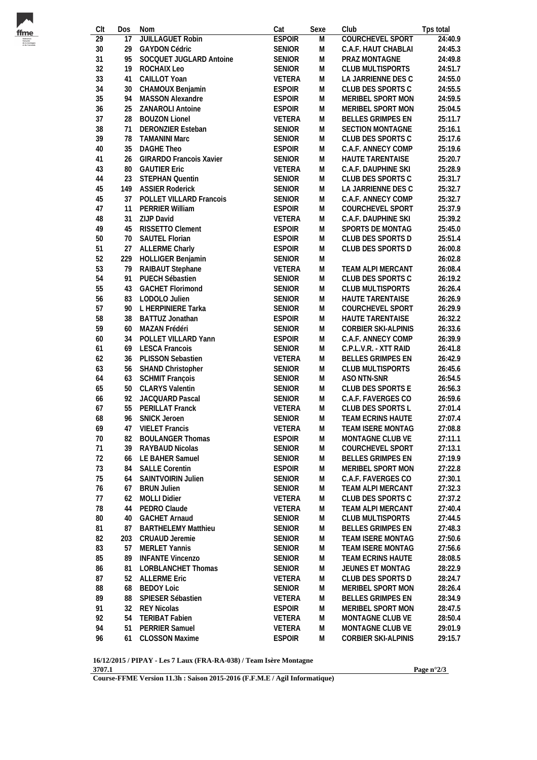| Clt | Dos | Nom | Cat | Sexe | Club | Tps total |
|---|---|---|---|---|---|---|
| 29 | 17 | JUILLAGUET Robin | ESPOIR | M | COURCHEVEL SPORT | 24:40.9 |
| 30 | 29 | GAYDON Cédric | SENIOR | M | C.A.F. HAUT CHABLAI | 24:45.3 |
| 31 | 95 | SOCQUET JUGLARD Antoine | SENIOR | M | PRAZ MONTAGNE | 24:49.8 |
| 32 | 19 | ROCHAIX Leo | SENIOR | M | CLUB MULTISPORTS | 24:51.7 |
| 33 | 41 | CAILLOT Yoan | VETERA | M | LA JARRIENNE DES C | 24:55.0 |
| 34 | 30 | CHAMOUX Benjamin | ESPOIR | M | CLUB DES SPORTS C | 24:55.5 |
| 35 | 94 | MASSON Alexandre | ESPOIR | M | MERIBEL SPORT MON | 24:59.5 |
| 36 | 25 | ZANAROLI Antoine | ESPOIR | M | MERIBEL SPORT MON | 25:04.5 |
| 37 | 28 | BOUZON Lionel | VETERA | M | BELLES GRIMPES EN | 25:11.7 |
| 38 | 71 | DERONZIER Esteban | SENIOR | M | SECTION MONTAGNE | 25:16.1 |
| 39 | 78 | TAMANINI Marc | SENIOR | M | CLUB DES SPORTS C | 25:17.6 |
| 40 | 35 | DAGHE Theo | ESPOIR | M | C.A.F. ANNECY COMP | 25:19.6 |
| 41 | 26 | GIRARDO Francois Xavier | SENIOR | M | HAUTE TARENTAISE | 25:20.7 |
| 43 | 80 | GAUTIER Eric | VETERA | M | C.A.F. DAUPHINE SKI | 25:28.9 |
| 44 | 23 | STEPHAN Quentin | SENIOR | M | CLUB DES SPORTS C | 25:31.7 |
| 45 | 149 | ASSIER Roderick | SENIOR | M | LA JARRIENNE DES C | 25:32.7 |
| 45 | 37 | POLLET VILLARD Francois | SENIOR | M | C.A.F. ANNECY COMP | 25:32.7 |
| 47 | 11 | PERRIER William | ESPOIR | M | COURCHEVEL SPORT | 25:37.9 |
| 48 | 31 | ZIJP David | VETERA | M | C.A.F. DAUPHINE SKI | 25:39.2 |
| 49 | 45 | RISSETTO Clement | ESPOIR | M | SPORTS DE MONTAG | 25:45.0 |
| 50 | 70 | SAUTEL Florian | ESPOIR | M | CLUB DES SPORTS D | 25:51.4 |
| 51 | 27 | ALLERME Charly | ESPOIR | M | CLUB DES SPORTS D | 26:00.8 |
| 52 | 229 | HOLLIGER Benjamin | SENIOR | M | | 26:02.8 |
| 53 | 79 | RAIBAUT Stephane | VETERA | M | TEAM ALPI MERCANT | 26:08.4 |
| 54 | 91 | PUECH Sébastien | SENIOR | M | CLUB DES SPORTS C | 26:19.2 |
| 55 | 43 | GACHET Florimond | SENIOR | M | CLUB MULTISPORTS | 26:26.4 |
| 56 | 83 | LODOLO Julien | SENIOR | M | HAUTE TARENTAISE | 26:26.9 |
| 57 | 90 | L HERPINIERE Tarka | SENIOR | M | COURCHEVEL SPORT | 26:29.9 |
| 58 | 38 | BATTUZ Jonathan | ESPOIR | M | HAUTE TARENTAISE | 26:32.2 |
| 59 | 60 | MAZAN Frédéri | SENIOR | M | CORBIER SKI-ALPINIS | 26:33.6 |
| 60 | 34 | POLLET VILLARD Yann | ESPOIR | M | C.A.F. ANNECY COMP | 26:39.9 |
| 61 | 69 | LESCA Francois | SENIOR | M | C.P.L.V.R. - XTT RAID | 26:41.8 |
| 62 | 36 | PLISSON Sebastien | VETERA | M | BELLES GRIMPES EN | 26:42.9 |
| 63 | 56 | SHAND Christopher | SENIOR | M | CLUB MULTISPORTS | 26:45.6 |
| 64 | 63 | SCHMIT François | SENIOR | M | ASO NTN-SNR | 26:54.5 |
| 65 | 50 | CLARYS Valentin | SENIOR | M | CLUB DES SPORTS E | 26:56.3 |
| 66 | 92 | JACQUARD Pascal | SENIOR | M | C.A.F. FAVERGES CO | 26:59.6 |
| 67 | 55 | PERILLAT Franck | VETERA | M | CLUB DES SPORTS L | 27:01.4 |
| 68 | 96 | SNICK Jeroen | SENIOR | M | TEAM ECRINS HAUTE | 27:07.4 |
| 69 | 47 | VIELET Francis | VETERA | M | TEAM ISERE MONTAG | 27:08.8 |
| 70 | 82 | BOULANGER Thomas | ESPOIR | M | MONTAGNE CLUB VE | 27:11.1 |
| 71 | 39 | RAYBAUD Nicolas | SENIOR | M | COURCHEVEL SPORT | 27:13.1 |
| 72 | 66 | LE BAHER Samuel | SENIOR | M | BELLES GRIMPES EN | 27:19.9 |
| 73 | 84 | SALLE Corentin | ESPOIR | M | MERIBEL SPORT MON | 27:22.8 |
| 75 | 64 | SAINTVOIRIN Julien | SENIOR | M | C.A.F. FAVERGES CO | 27:30.1 |
| 76 | 67 | BRUN Julien | SENIOR | M | TEAM ALPI MERCANT | 27:32.3 |
| 77 | 62 | MOLLI Didier | VETERA | M | CLUB DES SPORTS C | 27:37.2 |
| 78 | 44 | PEDRO Claude | VETERA | M | TEAM ALPI MERCANT | 27:40.4 |
| 80 | 40 | GACHET Arnaud | SENIOR | M | CLUB MULTISPORTS | 27:44.5 |
| 81 | 87 | BARTHELEMY Matthieu | SENIOR | M | BELLES GRIMPES EN | 27:48.3 |
| 82 | 203 | CRUAUD Jeremie | SENIOR | M | TEAM ISERE MONTAG | 27:50.6 |
| 83 | 57 | MERLET Yannis | SENIOR | M | TEAM ISERE MONTAG | 27:56.6 |
| 85 | 89 | INFANTE Vincenzo | SENIOR | M | TEAM ECRINS HAUTE | 28:08.5 |
| 86 | 81 | LORBLANCHET Thomas | SENIOR | M | JEUNES ET MONTAG | 28:22.9 |
| 87 | 52 | ALLERME Eric | VETERA | M | CLUB DES SPORTS D | 28:24.7 |
| 88 | 68 | BEDOY Loic | SENIOR | M | MERIBEL SPORT MON | 28:26.4 |
| 89 | 88 | SPIESER Sébastien | VETERA | M | BELLES GRIMPES EN | 28:34.9 |
| 91 | 32 | REY Nicolas | ESPOIR | M | MERIBEL SPORT MON | 28:47.5 |
| 92 | 54 | TERIBAT Fabien | VETERA | M | MONTAGNE CLUB VE | 28:50.4 |
| 94 | 51 | PERRIER Samuel | VETERA | M | MONTAGNE CLUB VE | 29:01.9 |
| 96 | 61 | CLOSSON Maxime | ESPOIR | M | CORBIER SKI-ALPINIS | 29:15.7 |

**16/12/2015 / PIPAY - Les 7 Laux (FRA-RA-038) / Team Isère Montagne**
**3707.1**
**Course-FFME Version 11.3h : Saison 2015-2016 (F.F.M.E / Agil Informatique)**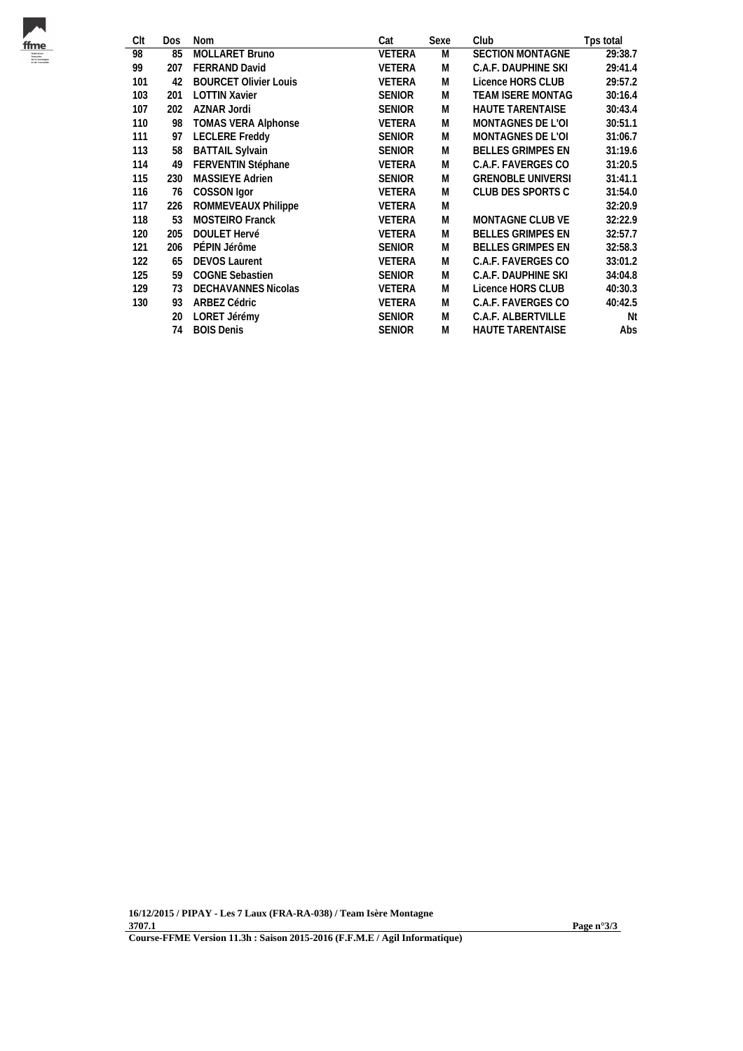| Clt | Dos | Nom | Cat | Sexe | Club | Tps total |
|---|---|---|---|---|---|---|
| 98 | 85 | MOLLARET Bruno | VETERA | M | SECTION MONTAGNE | 29:38.7 |
| 99 | 207 | FERRAND David | VETERA | M | C.A.F. DAUPHINE SKI | 29:41.4 |
| 101 | 42 | BOURCET Olivier Louis | VETERA | M | Licence HORS CLUB | 29:57.2 |
| 103 | 201 | LOTTIN Xavier | SENIOR | M | TEAM ISERE MONTAG | 30:16.4 |
| 107 | 202 | AZNAR Jordi | SENIOR | M | HAUTE TARENTAISE | 30:43.4 |
| 110 | 98 | TOMAS VERA Alphonse | VETERA | M | MONTAGNES DE L'OI | 30:51.1 |
| 111 | 97 | LECLERE Freddy | SENIOR | M | MONTAGNES DE L'OI | 31:06.7 |
| 113 | 58 | BATTAIL Sylvain | SENIOR | M | BELLES GRIMPES EN | 31:19.6 |
| 114 | 49 | FERVENTIN Stéphane | VETERA | M | C.A.F. FAVERGES CO | 31:20.5 |
| 115 | 230 | MASSIEYE Adrien | SENIOR | M | GRENOBLE UNIVERSI | 31:41.1 |
| 116 | 76 | COSSON Igor | VETERA | M | CLUB DES SPORTS C | 31:54.0 |
| 117 | 226 | ROMMEVEAUX Philippe | VETERA | M | | 32:20.9 |
| 118 | 53 | MOSTEIRO Franck | VETERA | M | MONTAGNE CLUB VE | 32:22.9 |
| 120 | 205 | DOULET Hervé | VETERA | M | BELLES GRIMPES EN | 32:57.7 |
| 121 | 206 | PÉPIN Jérôme | SENIOR | M | BELLES GRIMPES EN | 32:58.3 |
| 122 | 65 | DEVOS Laurent | VETERA | M | C.A.F. FAVERGES CO | 33:01.2 |
| 125 | 59 | COGNE Sebastien | SENIOR | M | C.A.F. DAUPHINE SKI | 34:04.8 |
| 129 | 73 | DECHAVANNES Nicolas | VETERA | M | Licence HORS CLUB | 40:30.3 |
| 130 | 93 | ARBEZ Cédric | VETERA | M | C.A.F. FAVERGES CO | 40:42.5 |
| | 20 | LORET Jérémy | SENIOR | M | C.A.F. ALBERTVILLE | Nt |
| | 74 | BOIS Denis | SENIOR | M | HAUTE TARENTAISE | Abs |

**16/12/2015 / PIPAY - Les 7 Laux (FRA-RA-038) / Team Isère Montagne**
**3707.1**
**Course-FFME Version 11.3h : Saison 2015-2016 (F.F.M.E / Agil Informatique)**